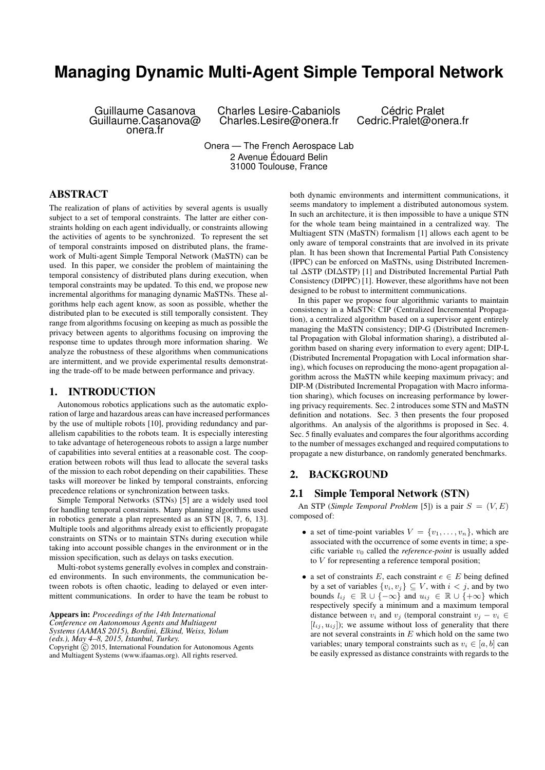# Managing Dynamic Multi-Agent Simple Temporal Network

Guillaume Casanova
Guillaume.Casanova@onera.fr

Charles Lesire-Cabaniols
Charles.Lesire@onera.fr

Cédric Pralet
Cedric.Pralet@onera.fr

Onera — The French Aerospace Lab
2 Avenue Édouard Belin
31000 Toulouse, France

## ABSTRACT

The realization of plans of activities by several agents is usually subject to a set of temporal constraints. The latter are either constraints holding on each agent individually, or constraints allowing the activities of agents to be synchronized. To represent the set of temporal constraints imposed on distributed plans, the framework of Multi-agent Simple Temporal Network (MaSTN) can be used. In this paper, we consider the problem of maintaining the temporal consistency of distributed plans during execution, when temporal constraints may be updated. To this end, we propose new incremental algorithms for managing dynamic MaSTNs. These algorithms help each agent know, as soon as possible, whether the distributed plan to be executed is still temporally consistent. They range from algorithms focusing on keeping as much as possible the privacy between agents to algorithms focusing on improving the response time to updates through more information sharing. We analyze the robustness of these algorithms when communications are intermittent, and we provide experimental results demonstrating the trade-off to be made between performance and privacy.

## 1. INTRODUCTION

Autonomous robotics applications such as the automatic exploration of large and hazardous areas can have increased performances by the use of multiple robots [10], providing redundancy and parallelism capabilities to the robots team. It is especially interesting to take advantage of heterogeneous robots to assign a large number of capabilities into several entities at a reasonable cost. The cooperation between robots will thus lead to allocate the several tasks of the mission to each robot depending on their capabilities. These tasks will moreover be linked by temporal constraints, enforcing precedence relations or synchronization between tasks.

Simple Temporal Networks (STNs) [5] are a widely used tool for handling temporal constraints. Many planning algorithms used in robotics generate a plan represented as an STN [8, 7, 6, 13]. Multiple tools and algorithms already exist to efficiently propagate constraints on STNs or to maintain STNs during execution while taking into account possible changes in the environment or in the mission specification, such as delays on tasks execution.

Multi-robot systems generally evolves in complex and constrained environments. In such environments, the communication between robots is often chaotic, leading to delayed or even intermittent communications. In order to have the team be robust to both dynamic environments and intermittent communications, it seems mandatory to implement a distributed autonomous system. In such an architecture, it is then impossible to have a unique STN for the whole team being maintained in a centralized way. The Multiagent STN (MaSTN) formalism [1] allows each agent to be only aware of temporal constraints that are involved in its private plan. It has been shown that Incremental Partial Path Consistency (IPPC) can be enforced on MaSTNs, using Distributed Incremental $\Delta$STP (DI$\Delta$STP) [1] and Distributed Incremental Partial Path Consistency (DIPPC) [1]. However, these algorithms have not been designed to be robust to intermittent communications.

In this paper we propose four algorithmic variants to maintain consistency in a MaSTN: CIP (Centralized Incremental Propagation), a centralized algorithm based on a supervisor agent entirely managing the MaSTN consistency; DIP-G (Distributed Incremental Propagation with Global information sharing), a distributed algorithm based on sharing every information to every agent; DIP-L (Distributed Incremental Propagation with Local information sharing), which focuses on reproducing the mono-agent propagation algorithm across the MaSTN while keeping maximum privacy; and DIP-M (Distributed Incremental Propagation with Macro information sharing), which focuses on increasing performance by lowering privacy requirements. Sec. 2 introduces some STN and MaSTN definition and notations. Sec. 3 then presents the four proposed algorithms. An analysis of the algorithms is proposed in Sec. 4. Sec. 5 finally evaluates and compares the four algorithms according to the number of messages exchanged and required computations to propagate a new disturbance, on randomly generated benchmarks.

## 2. BACKGROUND

### 2.1 Simple Temporal Network (STN)

An STP (*Simple Temporal Problem* [5]) is a pair $S = (V, E)$ composed of:

- a set of time-point variables $V = \{v_1, \ldots, v_n\}$, which are associated with the occurrence of some events in time; a specific variable $v_0$ called the *reference-point* is usually added to $V$ for representing a reference temporal position;
- a set of constraints $E$, each constraint $e \in E$ being defined by a set of variables $\{v_i, v_j\} \subseteq V$, with $i < j$, and by two bounds $l_{ij} \in \mathbb{R} \cup \{-\infty\}$ and $u_{ij} \in \mathbb{R} \cup \{+\infty\}$ which respectively specify a minimum and a maximum temporal distance between $v_i$ and $v_j$ (temporal constraint $v_j - v_i \in [l_{ij}, u_{ij}]$); we assume without loss of generality that there are not several constraints in $E$ which hold on the same two variables; unary temporal constraints such as $v_i \in [a, b]$ can be easily expressed as distance constraints with regards to the

**Appears in:** *Proceedings of the 14th International Conference on Autonomous Agents and Multiagent Systems (AAMAS 2015), Bordini, Elkind, Weiss, Yolum (eds.), May 4–8, 2015, Istanbul, Turkey.*
Copyright © 2015, International Foundation for Autonomous Agents and Multiagent Systems (www.ifaamas.org). All rights reserved.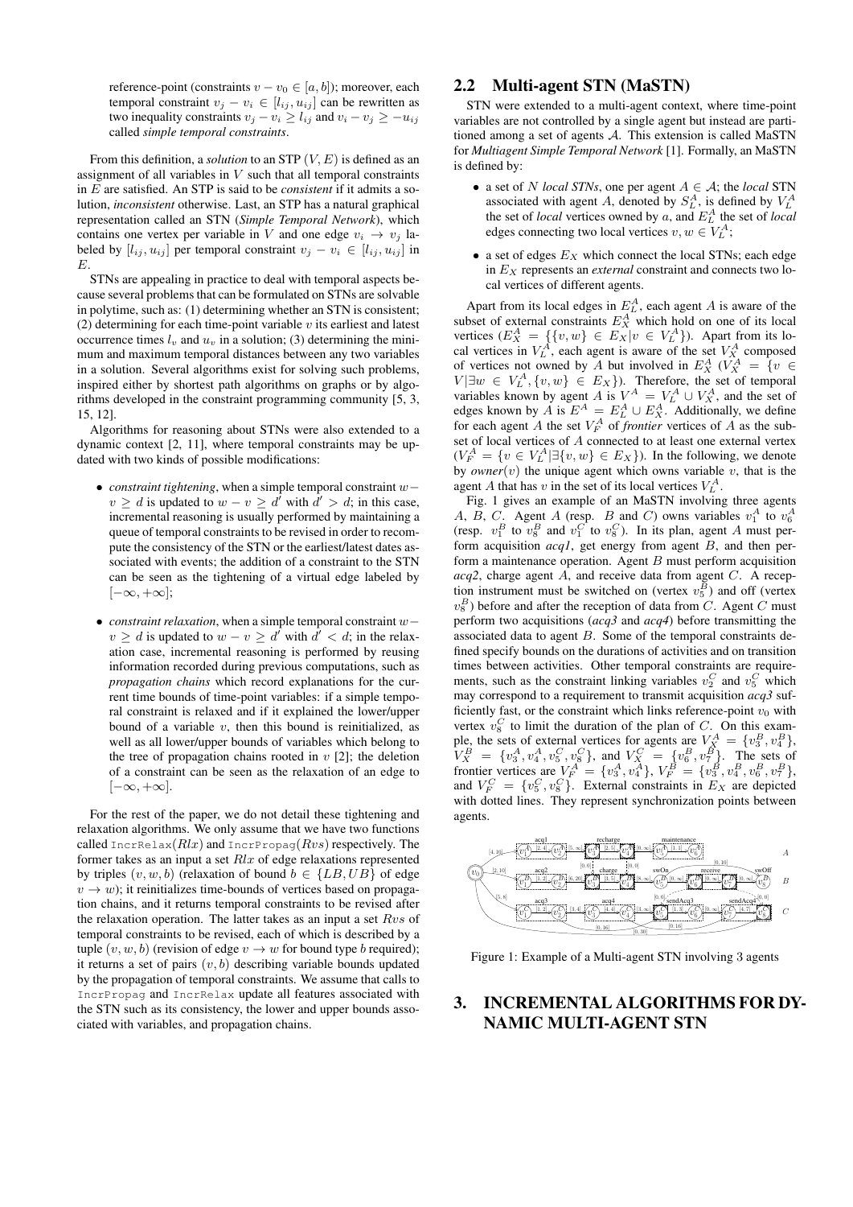reference-point (constraints $v - v_0 \in [a, b]$); moreover, each temporal constraint $v_j - v_i \in [l_{ij}, u_{ij}]$ can be rewritten as two inequality constraints $v_j - v_i \geq l_{ij}$ and $v_i - v_j \geq -u_{ij}$ called *simple temporal constraints*.

From this definition, a *solution* to an STP $(V, E)$ is defined as an assignment of all variables in $V$ such that all temporal constraints in $E$ are satisfied. An STP is said to be *consistent* if it admits a solution, *inconsistent* otherwise. Last, an STP has a natural graphical representation called an STN (*Simple Temporal Network*), which contains one vertex per variable in $V$ and one edge $v_i \to v_j$ labeled by $[l_{ij}, u_{ij}]$ per temporal constraint $v_j - v_i \in [l_{ij}, u_{ij}]$ in $E$.

STNs are appealing in practice to deal with temporal aspects because several problems that can be formulated on STNs are solvable in polytime, such as: (1) determining whether an STN is consistent; (2) determining for each time-point variable $v$ its earliest and latest occurrence times $l_v$ and $u_v$ in a solution; (3) determining the minimum and maximum temporal distances between any two variables in a solution. Several algorithms exist for solving such problems, inspired either by shortest path algorithms on graphs or by algorithms developed in the constraint programming community [5, 3, 15, 12].

Algorithms for reasoning about STNs were also extended to a dynamic context [2, 11], where temporal constraints may be updated with two kinds of possible modifications:

- *constraint tightening*, when a simple temporal constraint $w - v \geq d$ is updated to $w - v \geq d'$ with $d' > d$; in this case, incremental reasoning is usually performed by maintaining a queue of temporal constraints to be revised in order to recompute the consistency of the STN or the earliest/latest dates associated with events; the addition of a constraint to the STN can be seen as the tightening of a virtual edge labeled by $[-\infty, +\infty]$;
- *constraint relaxation*, when a simple temporal constraint $w - v \geq d$ is updated to $w - v \geq d'$ with $d' < d$; in the relaxation case, incremental reasoning is performed by reusing information recorded during previous computations, such as *propagation chains* which record explanations for the current time bounds of time-point variables: if a simple temporal constraint is relaxed and if it explained the lower/upper bound of a variable $v$, then this bound is reinitialized, as well as all lower/upper bounds of variables which belong to the tree of propagation chains rooted in $v$ [2]; the deletion of a constraint can be seen as the relaxation of an edge to $[-\infty, +\infty]$.

For the rest of the paper, we do not detail these tightening and relaxation algorithms. We only assume that we have two functions called `IncrRelax`$(Rlx)$ and `IncrPropag`$(Rvs)$ respectively. The former takes as an input a set $Rlx$ of edge relaxations represented by triples $(v, w, b)$ (relaxation of bound $b \in \{LB, UB\}$ of edge $v \to w$); it reinitializes time-bounds of vertices based on propagation chains, and it returns temporal constraints to be revised after the relaxation operation. The latter takes as an input a set $Rvs$ of temporal constraints to be revised, each of which is described by a tuple $(v, w, b)$ (revision of edge $v \to w$ for bound type $b$ required); it returns a set of pairs $(v, b)$ describing variable bounds updated by the propagation of temporal constraints. We assume that calls to `IncrPropag` and `IncrRelax` update all features associated with the STN such as its consistency, the lower and upper bounds associated with variables, and propagation chains.

## 2.2 Multi-agent STN (MaSTN)

STN were extended to a multi-agent context, where time-point variables are not controlled by a single agent but instead are partitioned among a set of agents $\mathcal{A}$. This extension is called MaSTN for *Multiagent Simple Temporal Network* [1]. Formally, an MaSTN is defined by:

- a set of $N$ *local STNs*, one per agent $A \in \mathcal{A}$; the *local* STN associated with agent $A$, denoted by $S_L^A$, is defined by $V_L^A$ the set of *local* vertices owned by $a$, and $E_L^A$ the set of *local* edges connecting two local vertices $v, w \in V_L^A$;
- a set of edges $E_X$ which connect the local STNs; each edge in $E_X$ represents an *external* constraint and connects two local vertices of different agents.

Apart from its local edges in $E_L^A$, each agent $A$ is aware of the subset of external constraints $E_X^A$ which hold on one of its local vertices ($E_X^A = \{\{v, w\} \in E_X | v \in V_L^A\}$). Apart from its local vertices in $V_L^A$, each agent is aware of the set $V_X^A$ composed of vertices not owned by $A$ but involved in $E_X^A$ ($V_X^A = \{v \in V | \exists w \in V_L^A, \{v, w\} \in E_X\}$). Therefore, the set of temporal variables known by agent $A$ is $V^A = V_L^A \cup V_X^A$, and the set of edges known by $A$ is $E^A = E_L^A \cup E_X^A$. Additionally, we define for each agent $A$ the set $V_F^A$ of *frontier* vertices of $A$ as the subset of local vertices of $A$ connected to at least one external vertex ($V_F^A = \{v \in V_L^A | \exists \{v, w\} \in E_X\}$). In the following, we denote by *owner*$(v)$ the unique agent which owns variable $v$, that is the agent $A$ that has $v$ in the set of its local vertices $V_L^A$.

Fig. 1 gives an example of an MaSTN involving three agents $A$, $B$, $C$. Agent $A$ (resp. $B$ and $C$) owns variables $v_1^A$ to $v_6^A$ (resp. $v_1^B$ to $v_8^B$ and $v_1^C$ to $v_8^C$). In its plan, agent $A$ must perform acquisition *acq1*, get energy from agent $B$, and then perform a maintenance operation. Agent $B$ must perform acquisition *acq2*, charge agent $A$, and receive data from agent $C$. A reception instrument must be switched on (vertex $v_5^B$) and off (vertex $v_8^B$) before and after the reception of data from $C$. Agent $C$ must perform two acquisitions (*acq3* and *acq4*) before transmitting the associated data to agent $B$. Some of the temporal constraints defined specify bounds on the durations of activities and on transition times between activities. Other temporal constraints are requirements, such as the constraint linking variables $v_2^C$ and $v_5^C$ which may correspond to a requirement to transmit acquisition *acq3* sufficiently fast, or the constraint which links reference-point $v_0$ with vertex $v_8^C$ to limit the duration of the plan of $C$. On this example, the sets of external vertices for agents are $V_X^A = \{v_3^B, v_4^B\}$, $V_X^B = \{v_3^A, v_4^A, v_5^C, v_8^C\}$, and $V_X^C = \{v_6^B, v_7^B\}$. The sets of frontier vertices are $V_F^A = \{v_3^A, v_4^A\}$, $V_F^B = \{v_3^B, v_4^B, v_6^B, v_7^B\}$, and $V_F^C = \{v_5^C, v_8^C\}$. External constraints in $E_X$ are depicted with dotted lines. They represent synchronization points between agents.

Figure 1: Example of a Multi-agent STN involving 3 agents

# 3. INCREMENTAL ALGORITHMS FOR DYNAMIC MULTI-AGENT STN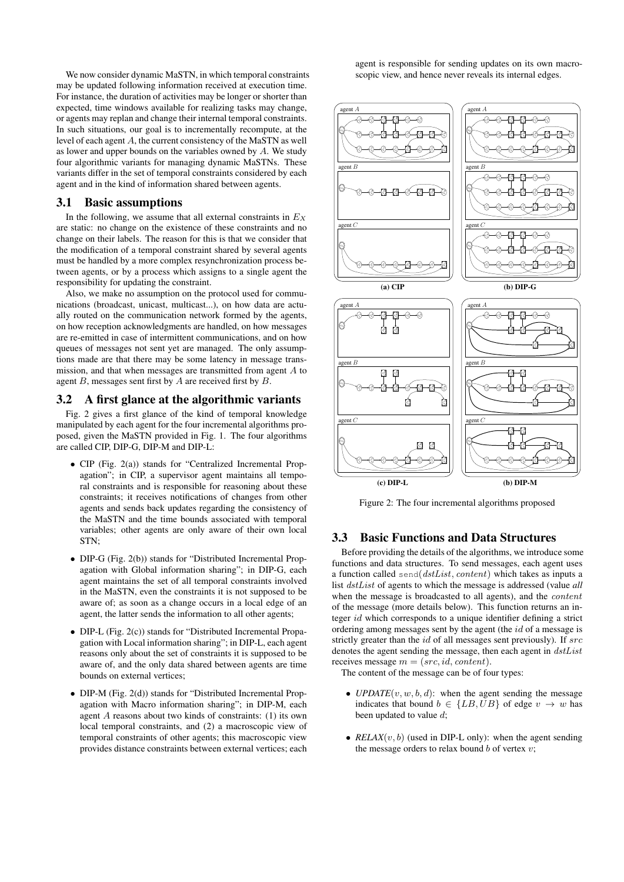We now consider dynamic MaSTN, in which temporal constraints may be updated following information received at execution time. For instance, the duration of activities may be longer or shorter than expected, time windows available for realizing tasks may change, or agents may replan and change their internal temporal constraints. In such situations, our goal is to incrementally recompute, at the level of each agent $A$, the current consistency of the MaSTN as well as lower and upper bounds on the variables owned by $A$. We study four algorithmic variants for managing dynamic MaSTNs. These variants differ in the set of temporal constraints considered by each agent and in the kind of information shared between agents.

## 3.1 Basic assumptions

In the following, we assume that all external constraints in $E_X$ are static: no change on the existence of these constraints and no change on their labels. The reason for this is that we consider that the modification of a temporal constraint shared by several agents must be handled by a more complex resynchronization process between agents, or by a process which assigns to a single agent the responsibility for updating the constraint.

Also, we make no assumption on the protocol used for communications (broadcast, unicast, multicast...), on how data are actually routed on the communication network formed by the agents, on how reception acknowledgments are handled, on how messages are re-emitted in case of intermittent communications, and on how queues of messages not sent yet are managed. The only assumptions made are that there may be some latency in message transmission, and that when messages are transmitted from agent $A$ to agent $B$, messages sent first by $A$ are received first by $B$.

## 3.2 A first glance at the algorithmic variants

Fig. 2 gives a first glance of the kind of temporal knowledge manipulated by each agent for the four incremental algorithms proposed, given the MaSTN provided in Fig. 1. The four algorithms are called CIP, DIP-G, DIP-M and DIP-L:

- CIP (Fig. 2(a)) stands for "Centralized Incremental Propagation"; in CIP, a supervisor agent maintains all temporal constraints and is responsible for reasoning about these constraints; it receives notifications of changes from other agents and sends back updates regarding the consistency of the MaSTN and the time bounds associated with temporal variables; other agents are only aware of their own local STN;
- DIP-G (Fig. 2(b)) stands for "Distributed Incremental Propagation with Global information sharing"; in DIP-G, each agent maintains the set of all temporal constraints involved in the MaSTN, even the constraints it is not supposed to be aware of; as soon as a change occurs in a local edge of an agent, the latter sends the information to all other agents;
- DIP-L (Fig. 2(c)) stands for "Distributed Incremental Propagation with Local information sharing"; in DIP-L, each agent reasons only about the set of constraints it is supposed to be aware of, and the only data shared between agents are time bounds on external vertices;
- DIP-M (Fig. 2(d)) stands for "Distributed Incremental Propagation with Macro information sharing"; in DIP-M, each agent $A$ reasons about two kinds of constraints: (1) its own local temporal constraints, and (2) a macroscopic view of temporal constraints of other agents; this macroscopic view provides distance constraints between external vertices; each agent is responsible for sending updates on its own macroscopic view, and hence never reveals its internal edges.

(a) CIP (b) DIP-G (c) DIP-L (b) DIP-M

Figure 2: The four incremental algorithms proposed

## 3.3 Basic Functions and Data Structures

Before providing the details of the algorithms, we introduce some functions and data structures. To send messages, each agent uses a function called send($dstList$, $content$) which takes as inputs a list $dstList$ of agents to which the message is addressed (value *all* when the message is broadcasted to all agents), and the $content$ of the message (more details below). This function returns an integer $id$ which corresponds to a unique identifier defining a strict ordering among messages sent by the agent (the $id$ of a message is strictly greater than the $id$ of all messages sent previously). If $src$ denotes the agent sending the message, then each agent in $dstList$ receives message $m = (src, id, content)$.

The content of the message can be of four types:

- *UPDATE*$(v, w, b, d)$: when the agent sending the message indicates that bound $b \in \{LB, UB\}$ of edge $v \rightarrow w$ has been updated to value $d$;
- *RELAX*$(v, b)$ (used in DIP-L only): when the agent sending the message orders to relax bound $b$ of vertex $v$;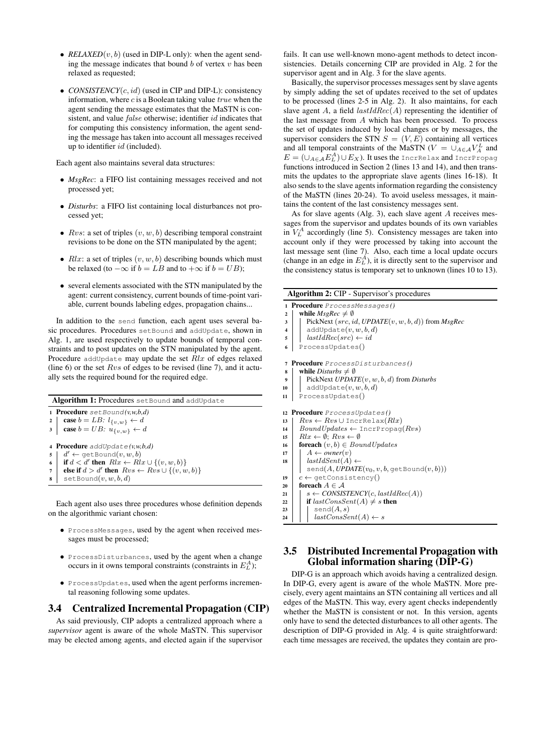- *RELAXED*$(v, b)$ (used in DIP-L only): when the agent sending the message indicates that bound $b$ of vertex $v$ has been relaxed as requested;
- *CONSISTENCY*$(c, id)$ (used in CIP and DIP-L): consistency information, where $c$ is a Boolean taking value $true$ when the agent sending the message estimates that the MaSTN is consistent, and value $false$ otherwise; identifier $id$ indicates that for computing this consistency information, the agent sending the message has taken into account all messages received up to identifier $id$ (included).

Each agent also maintains several data structures:

- *MsgRec*: a FIFO list containing messages received and not processed yet;
- *Disturbs*: a FIFO list containing local disturbances not processed yet;
- $Rvs$: a set of triples $(v, w, b)$ describing temporal constraint revisions to be done on the STN manipulated by the agent;
- $Rlx$: a set of triples $(v, w, b)$ describing bounds which must be relaxed (to $-\infty$ if $b = LB$ and to $+\infty$ if $b = UB$);
- several elements associated with the STN manipulated by the agent: current consistency, current bounds of time-point variable, current bounds labeling edges, propagation chains...

In addition to the `send` function, each agent uses several basic procedures. Procedures `setBound` and `addUpdate`, shown in Alg. 1, are used respectively to update bounds of temporal constraints and to post updates on the STN manipulated by the agent. Procedure `addUpdate` may update the set $Rlx$ of edges relaxed (line 6) or the set $Rvs$ of edges to be revised (line 7), and it actually sets the required bound for the required edge.

**Algorithm 1:** Procedures `setBound` and `addUpdate`

```
1 Procedure setBound(v,w,b,d)
2 |  case b = LB: l_{v,w} ← d
3 |  case b = UB: u_{v,w} ← d

4 Procedure addUpdate(v,w,b,d)
5 |  d' ← getBound(v, w, b)
6 |  if d < d' then Rlx ← Rlx ∪ {(v, w, b)}
7 |  else if d > d' then Rvs ← Rvs ∪ {(v, w, b)}
8 |  setBound(v, w, b, d)
```

Each agent also uses three procedures whose definition depends on the algorithmic variant chosen:

- `ProcessMessages`, used by the agent when received messages must be processed;
- `ProcessDisturbances`, used by the agent when a change occurs in it owns temporal constraints (constraints in $E_L^A$);
- `ProcessUpdates`, used when the agent performs incremental reasoning following some updates.

### 3.4 Centralized Incremental Propagation (CIP)

As said previously, CIP adopts a centralized approach where a *supervisor* agent is aware of the whole MaSTN. This supervisor may be elected among agents, and elected again if the supervisor fails. It can use well-known mono-agent methods to detect inconsistencies. Details concerning CIP are provided in Alg. 2 for the supervisor agent and in Alg. 3 for the slave agents.

Basically, the supervisor processes messages sent by slave agents by simply adding the set of updates received to the set of updates to be processed (lines 2-5 in Alg. 2). It also maintains, for each slave agent $A$, a field $lastIdRec(A)$ representing the identifier of the last message from $A$ which has been processed. To process the set of updates induced by local changes or by messages, the supervisor considers the STN $S = (V, E)$ containing all vertices and all temporal constraints of the MaSTN ($V = \cup_{A \in \mathcal{A}} V_A^L$ and $E = (\cup_{A \in \mathcal{A}} E_L^A) \cup E_X$). It uses the `IncrRelax` and `IncrPropag` functions introduced in Section 2 (lines 13 and 14), and then transmits the updates to the appropriate slave agents (lines 16-18). It also sends to the slave agents information regarding the consistency of the MaSTN (lines 20-24). To avoid useless messages, it maintains the content of the last consistency messages sent.

As for slave agents (Alg. 3), each slave agent $A$ receives messages from the supervisor and updates bounds of its own variables in $V_L^A$ accordingly (line 5). Consistency messages are taken into account only if they were processed by taking into account the last message sent (line 7). Also, each time a local update occurs (change in an edge in $E_L^A$), it is directly sent to the supervisor and the consistency status is temporary set to unknown (lines 10 to 13).

**Algorithm 2:** CIP - Supervisor's procedures

```
1  Procedure ProcessMessages()
2  |  while MsgRec ≠ ∅
3  |  |  PickNext (src, id, UPDATE(v, w, b, d)) from MsgRec
4  |  |  addUpdate(v, w, b, d)
5  |  |  lastIdRec(src) ← id
6  |  ProcessUpdates()

7  Procedure ProcessDisturbances()
8  |  while Disturbs ≠ ∅
9  |  |  PickNext UPDATE(v, w, b, d) from Disturbs
10 |  |  addUpdate(v, w, b, d)
11 |  ProcessUpdates()

12 Procedure ProcessUpdates()
13 |  Rvs ← Rvs ∪ IncrRelax(Rlx)
14 |  BoundUpdates ← IncrPropag(Rvs)
15 |  Rlx ← ∅; Rvs ← ∅
16 |  foreach (v, b) ∈ BoundUpdates
17 |  |  A ← owner(v)
18 |  |  lastIdSent(A) ←
   |  |    send(A, UPDATE(v0, v, b, getBound(v, b)))
19 |  c ← getConsistency()
20 |  foreach A ∈ 𝒜
21 |  |  s ← CONSISTENCY(c, lastIdRec(A))
22 |  |  if lastConsSent(A) ≠ s then
23 |  |  |  send(A, s)
24 |  |  |  lastConsSent(A) ← s
```

### 3.5 Distributed Incremental Propagation with Global information sharing (DIP-G)

DIP-G is an approach which avoids having a centralized design. In DIP-G, every agent is aware of the whole MaSTN. More precisely, every agent maintains an STN containing all vertices and all edges of the MaSTN. This way, every agent checks independently whether the MaSTN is consistent or not. In this version, agents only have to send the detected disturbances to all other agents. The description of DIP-G provided in Alg. 4 is quite straightforward: each time messages are received, the updates they contain are pro-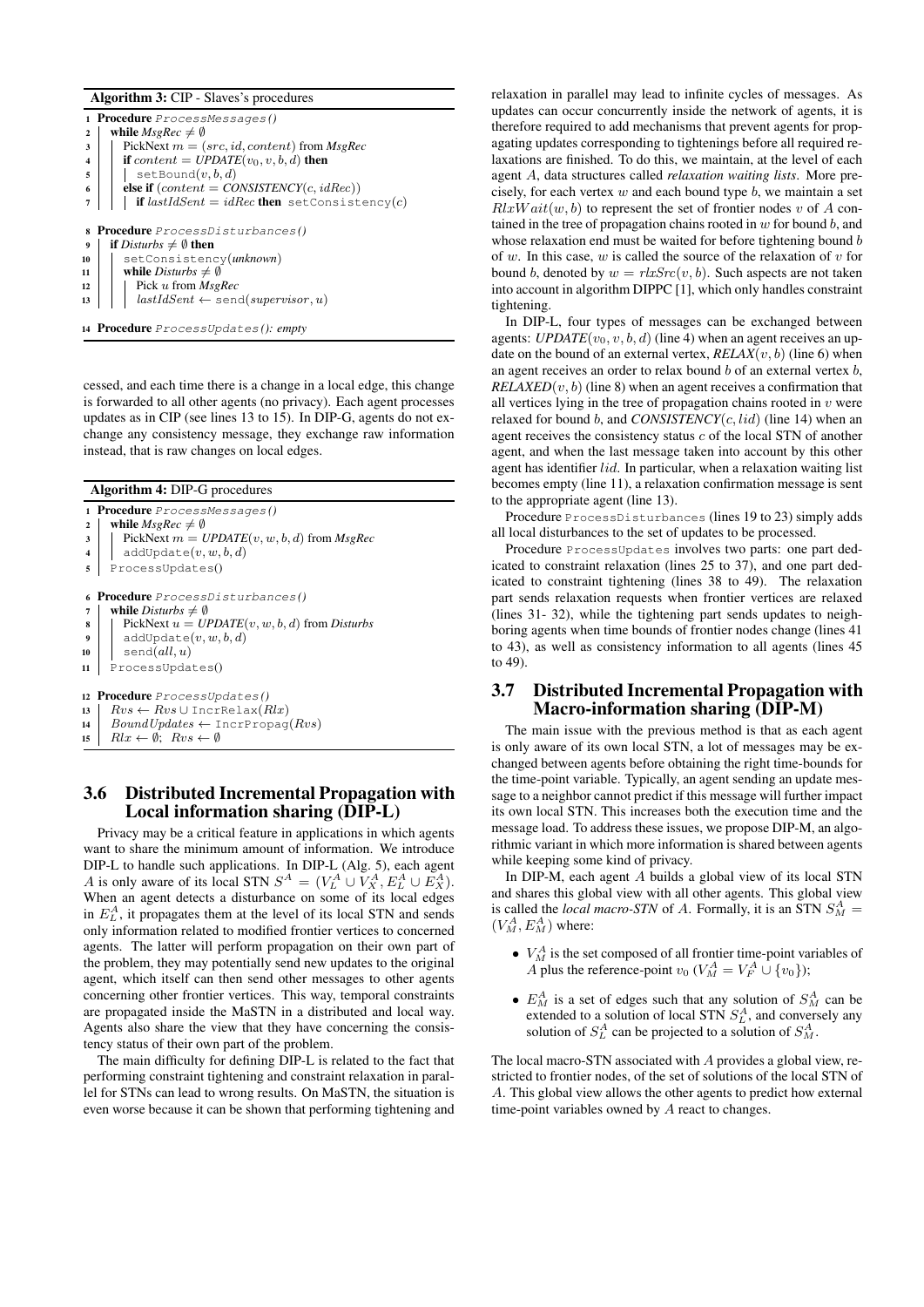**Algorithm 3:** CIP - Slaves's procedures

```
1  Procedure ProcessMessages()
2    while MsgRec ≠ ∅
3      PickNext m = (src, id, content) from MsgRec
4      if content = UPDATE(v0, v, b, d) then
5        setBound(v, b, d)
6      else if (content = CONSISTENCY(c, idRec))
7        if lastIdSent = idRec then setConsistency(c)

8  Procedure ProcessDisturbances()
9    if Disturbs ≠ ∅ then
10     setConsistency(unknown)
11     while Disturbs ≠ ∅
12       Pick u from MsgRec
13       lastIdSent ← send(supervisor, u)

14 Procedure ProcessUpdates(): empty
```

cessed, and each time there is a change in a local edge, this change is forwarded to all other agents (no privacy). Each agent processes updates as in CIP (see lines 13 to 15). In DIP-G, agents do not exchange any consistency message, they exchange raw information instead, that is raw changes on local edges.

**Algorithm 4:** DIP-G procedures

```
1  Procedure ProcessMessages()
2    while MsgRec ≠ ∅
3      PickNext m = UPDATE(v, w, b, d) from MsgRec
4      addUpdate(v, w, b, d)
5    ProcessUpdates()

6  Procedure ProcessDisturbances()
7    while Disturbs ≠ ∅
8      PickNext u = UPDATE(v, w, b, d) from Disturbs
9      addUpdate(v, w, b, d)
10     send(all, u)
11   ProcessUpdates()

12 Procedure ProcessUpdates()
13   Rvs ← Rvs ∪ IncrRelax(Rlx)
14   BoundUpdates ← IncrPropag(Rvs)
15   Rlx ← ∅; Rvs ← ∅
```

## 3.6 Distributed Incremental Propagation with Local information sharing (DIP-L)

Privacy may be a critical feature in applications in which agents want to share the minimum amount of information. We introduce DIP-L to handle such applications. In DIP-L (Alg. 5), each agent $A$ is only aware of its local STN $S^A = (V_L^A \cup V_X^A, E_L^A \cup E_X^A)$. When an agent detects a disturbance on some of its local edges in $E_L^A$, it propagates them at the level of its local STN and sends only information related to modified frontier vertices to concerned agents. The latter will perform propagation on their own part of the problem, they may potentially send new updates to the original agent, which itself can then send other messages to other agents concerning other frontier vertices. This way, temporal constraints are propagated inside the MaSTN in a distributed and local way. Agents also share the view that they have concerning the consistency status of their own part of the problem.

The main difficulty for defining DIP-L is related to the fact that performing constraint tightening and constraint relaxation in parallel for STNs can lead to wrong results. On MaSTN, the situation is even worse because it can be shown that performing tightening and relaxation in parallel may lead to infinite cycles of messages. As updates can occur concurrently inside the network of agents, it is therefore required to add mechanisms that prevent agents for propagating updates corresponding to tightenings before all required relaxations are finished. To do this, we maintain, at the level of each agent $A$, data structures called *relaxation waiting lists*. More precisely, for each vertex $w$ and each bound type $b$, we maintain a set $RlxWait(w, b)$ to represent the set of frontier nodes $v$ of $A$ contained in the tree of propagation chains rooted in $w$ for bound $b$, and whose relaxation end must be waited for before tightening bound $b$ of $w$. In this case, $w$ is called the source of the relaxation of $v$ for bound $b$, denoted by $w = rlxSrc(v, b)$. Such aspects are not taken into account in algorithm DIPPC [1], which only handles constraint tightening.

In DIP-L, four types of messages can be exchanged between agents: *UPDATE*$(v_0, v, b, d)$ (line 4) when an agent receives an update on the bound of an external vertex, *RELAX*$(v, b)$ (line 6) when an agent receives an order to relax bound $b$ of an external vertex $b$, *RELAXED*$(v, b)$ (line 8) when an agent receives a confirmation that all vertices lying in the tree of propagation chains rooted in $v$ were relaxed for bound $b$, and *CONSISTENCY*$(c, lid)$ (line 14) when an agent receives the consistency status $c$ of the local STN of another agent, and when the last message taken into account by this other agent has identifier $lid$. In particular, when a relaxation waiting list becomes empty (line 11), a relaxation confirmation message is sent to the appropriate agent (line 13).

Procedure ProcessDisturbances (lines 19 to 23) simply adds all local disturbances to the set of updates to be processed.

Procedure ProcessUpdates involves two parts: one part dedicated to constraint relaxation (lines 25 to 37), and one part dedicated to constraint tightening (lines 38 to 49). The relaxation part sends relaxation requests when frontier vertices are relaxed (lines 31- 32), while the tightening part sends updates to neighboring agents when time bounds of frontier nodes change (lines 41 to 43), as well as consistency information to all agents (lines 45 to 49).

## 3.7 Distributed Incremental Propagation with Macro-information sharing (DIP-M)

The main issue with the previous method is that as each agent is only aware of its own local STN, a lot of messages may be exchanged between agents before obtaining the right time-bounds for the time-point variable. Typically, an agent sending an update message to a neighbor cannot predict if this message will further impact its own local STN. This increases both the execution time and the message load. To address these issues, we propose DIP-M, an algorithmic variant in which more information is shared between agents while keeping some kind of privacy.

In DIP-M, each agent $A$ builds a global view of its local STN and shares this global view with all other agents. This global view is called the *local macro-STN* of $A$. Formally, it is an STN $S_M^A = (V_M^A, E_M^A)$ where:

- $V_M^A$ is the set composed of all frontier time-point variables of $A$ plus the reference-point $v_0$ ($V_M^A = V_F^A \cup \{v_0\}$);
- $E_M^A$ is a set of edges such that any solution of $S_M^A$ can be extended to a solution of local STN $S_L^A$, and conversely any solution of $S_L^A$ can be projected to a solution of $S_M^A$.

The local macro-STN associated with $A$ provides a global view, restricted to frontier nodes, of the set of solutions of the local STN of $A$. This global view allows the other agents to predict how external time-point variables owned by $A$ react to changes.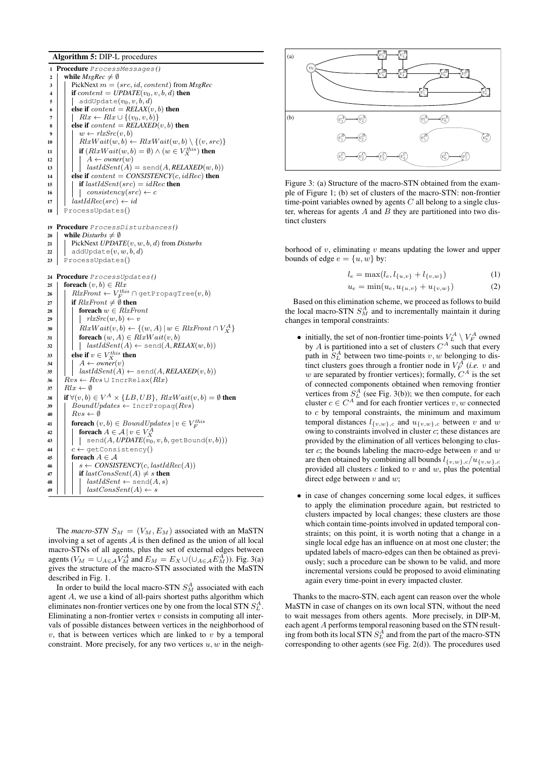**Algorithm 5:** DIP-L procedures

```
1  Procedure ProcessMessages()
2    while MsgRec ≠ ∅
3      PickNext m = (src, id, content) from MsgRec
4      if content = UPDATE(v0, v, b, d) then
5        addUpdate(v0, v, b, d)
6      else if content = RELAX(v, b) then
7        Rlx ← Rlx ∪ {(v0, v, b)}
8      else if content = RELAXED(v, b) then
9        w ← rlxSrc(v, b)
10       RlxWait(w, b) ← RlxWait(w, b) \ {(v, src)}
11       if (RlxWait(w, b) = ∅) ∧ (w ∈ V_X^this) then
12         A ← owner(w)
13         lastIdSent(A) = send(A, RELAXED(w, b))
14     else if content = CONSISTENCY(c, idRec) then
15       if lastIdSent(src) = idRec then
16         consistency(src) ← c
17     lastIdRec(src) ← id
18   ProcessUpdates()

19 Procedure ProcessDisturbances()
20   while Disturbs ≠ ∅
21     PickNext UPDATE(v, w, b, d) from Disturbs
22     addUpdate(v, w, b, d)
23   ProcessUpdates()

24 Procedure ProcessUpdates()
25   foreach (v, b) ∈ Rlx
26     RlxFront ← V_F^this ∩ getPropagTree(v, b)
27     if RlxFront ≠ ∅ then
28       foreach w ∈ RlxFront
29         rlxSrc(w, b) ← v
30       RlxWait(v, b) ← {(w, A) | w ∈ RlxFront ∩ V_X^A}
31       foreach (w, A) ∈ RlxWait(v, b)
32         lastIdSent(A) ← send(A, RELAX(w, b))
33     else if v ∈ V_X^this then
34       A ← owner(v)
35       lastIdSent(A) ← send(A, RELAXED(v, b))
36   Rvs ← Rvs ∪ IncrRelax(Rlx)
37   Rlx ← ∅
38   if ∀(v, b) ∈ V^A × {LB, UB}, RlxWait(v, b) = ∅ then
39     BoundUpdates ← IncrPropag(Rvs)
40     Rvs ← ∅
41     foreach (v, b) ∈ BoundUpdates | v ∈ V_F^this
42       foreach A ∈ 𝒜 | v ∈ V_X^A
43         send(A, UPDATE(v0, v, b, getBound(v, b)))
44     c ← getConsistency()
45     foreach A ∈ 𝒜
46       s ← CONSISTENCY(c, lastIdRec(A))
47       if lastConsSent(A) ≠ s then
48         lastIdSent ← send(A, s)
49         lastConsSent(A) ← s
```

The *macro-STN* $S_M = (V_M, E_M)$ associated with an MaSTN involving a set of agents $\mathcal{A}$ is then defined as the union of all local macro-STNs of all agents, plus the set of external edges between agents ($V_M = \cup_{A \in \mathcal{A}} V_M^A$ and $E_M = E_X \cup (\cup_{A \in \mathcal{A}} E_M^A)$). Fig. 3(a) gives the structure of the macro-STN associated with the MaSTN described in Fig. 1.

In order to build the local macro-STN $S_M^A$ associated with each agent $A$, we use a kind of all-pairs shortest paths algorithm which eliminates non-frontier vertices one by one from the local STN $S_L^A$. Eliminating a non-frontier vertex $v$ consists in computing all intervals of possible distances between vertices in the neighborhood of $v$, that is between vertices which are linked to $v$ by a temporal constraint. More precisely, for any two vertices $u, w$ in the neighborhood of $v$, eliminating $v$ means updating the lower and upper bounds of edge $e = \{u, w\}$ by:

$$l_e = \max(l_e, l_{\{u,v\}} + l_{\{v,w\}}) \quad (1)$$

$$u_e = \min(u_e, u_{\{u,v\}} + u_{\{v,w\}}) \quad (2)$$

Figure 3: (a) Structure of the macro-STN obtained from the example of Figure 1; (b) set of clusters of the macro-STN: non-frontier time-point variables owned by agents $C$ all belong to a single cluster, whereas for agents $A$ and $B$ they are partitioned into two distinct clusters

Based on this elimination scheme, we proceed as follows to build the local macro-STN $S_M^A$ and to incrementally maintain it during changes in temporal constraints:

- initially, the set of non-frontier time-points $V_L^A \setminus V_F^A$ owned by $A$ is partitioned into a set of clusters $C^A$ such that every path in $S_L^A$ between two time-points $v, w$ belonging to distinct clusters goes through a frontier node in $V_F^A$ (*i.e.* $v$ and $w$ are separated by frontier vertices); formally, $C^A$ is the set of connected components obtained when removing frontier vertices from $S_L^A$ (see Fig. 3(b)); we then compute, for each cluster $c \in C^A$ and for each frontier vertices $v, w$ connected to $c$ by temporal constraints, the minimum and maximum temporal distances $l_{\{v,w\},c}$ and $u_{\{v,w\},c}$ between $v$ and $w$ owing to constraints involved in cluster $c$; these distances are provided by the elimination of all vertices belonging to cluster $c$; the bounds labeling the macro-edge between $v$ and $w$ are then obtained by combining all bounds $l_{\{v,w\},c}/u_{\{v,w\},c}$ provided all clusters $c$ linked to $v$ and $w$, plus the potential direct edge between $v$ and $w$;
- in case of changes concerning some local edges, it suffices to apply the elimination procedure again, but restricted to clusters impacted by local changes; these clusters are those which contain time-points involved in updated temporal constraints; on this point, it is worth noting that a change in a single local edge has an influence on at most one cluster; the updated labels of macro-edges can then be obtained as previously; such a procedure can be shown to be valid, and more incremental versions could be proposed to avoid eliminating again every time-point in every impacted cluster.

Thanks to the macro-STN, each agent can reason over the whole MaSTN in case of changes on its own local STN, without the need to wait messages from others agents. More precisely, in DIP-M, each agent $A$ performs temporal reasoning based on the STN resulting from both its local STN $S_L^A$ and from the part of the macro-STN corresponding to other agents (see Fig. 2(d)). The procedures used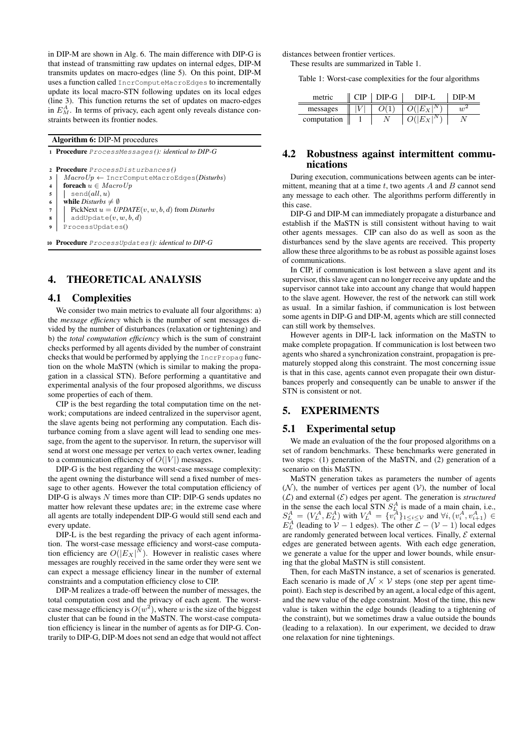in DIP-M are shown in Alg. 6. The main difference with DIP-G is that instead of transmitting raw updates on internal edges, DIP-M transmits updates on macro-edges (line 5). On this point, DIP-M uses a function called `IncrComputeMacroEdges` to incrementally update its local macro-STN following updates on its local edges (line 3). This function returns the set of updates on macro-edges in $E_M^A$. In terms of privacy, each agent only reveals distance constraints between its frontier nodes.

**Algorithm 6:** DIP-M procedures

```
1  Procedure ProcessMessages(): identical to DIP-G

2  Procedure ProcessDisturbances()
3  |  MacroUp ← IncrComputeMacroEdges(Disturbs)
4  |  foreach u ∈ MacroUp
5  |  |  send(all, u)
6  |  while Disturbs ≠ ∅
7  |  |  PickNext u = UPDATE(v, w, b, d) from Disturbs
8  |  |  addUpdate(v, w, b, d)
9  |  ProcessUpdates()

10 Procedure ProcessUpdates(): identical to DIP-G
```

## 4. THEORETICAL ANALYSIS

### 4.1 Complexities

We consider two main metrics to evaluate all four algorithms: a) the *message efficiency* which is the number of sent messages divided by the number of disturbances (relaxation or tightening) and b) the *total computation efficiency* which is the sum of constraint checks performed by all agents divided by the number of constraint checks that would be performed by applying the `IncrPropag` function on the whole MaSTN (which is similar to making the propagation in a classical STN). Before performing a quantitative and experimental analysis of the four proposed algorithms, we discuss some properties of each of them.

CIP is the best regarding the total computation time on the network; computations are indeed centralized in the supervisor agent, the slave agents being not performing any computation. Each disturbance coming from a slave agent will lead to sending one message, from the agent to the supervisor. In return, the supervisor will send at worst one message per vertex to each vertex owner, leading to a communication efficiency of $O(|V|)$ messages.

DIP-G is the best regarding the worst-case message complexity: the agent owning the disturbance will send a fixed number of message to other agents. However the total computation efficiency of DIP-G is always $N$ times more than CIP: DIP-G sends updates no matter how relevant these updates are; in the extreme case where all agents are totally independent DIP-G would still send each and every update.

DIP-L is the best regarding the privacy of each agent information. The worst-case message efficiency and worst-case computation efficiency are $O(|E_X|^N)$. However in realistic cases where messages are roughly received in the same order they were sent we can expect a message efficiency linear in the number of external constraints and a computation efficiency close to CIP.

DIP-M realizes a trade-off between the number of messages, the total computation cost and the privacy of each agent. The worst-case message efficiency is $O(w^2)$, where $w$ is the size of the biggest cluster that can be found in the MaSTN. The worst-case computation efficiency is linear in the number of agents as for DIP-G. Contrarily to DIP-G, DIP-M does not send an edge that would not affect distances between frontier vertices.

These results are summarized in Table 1.

Table 1: Worst-case complexities for the four algorithms

| metric | CIP | DIP-G | DIP-L | DIP-M |
|---|---|---|---|---|
| messages | $\|V\|$ | $O(1)$ | $O(\|E_X\|^N)$ | $w^2$ |
| computation | 1 | $N$ | $O(\|E_X\|^N)$ | $N$ |

### 4.2 Robustness against intermittent communications

During execution, communications between agents can be intermittent, meaning that at a time $t$, two agents $A$ and $B$ cannot send any message to each other. The algorithms perform differently in this case.

DIP-G and DIP-M can immediately propagate a disturbance and establish if the MaSTN is still consistent without having to wait other agents messages. CIP can also do as well as soon as the disturbances send by the slave agents are received. This property allow these three algorithms to be as robust as possible against loses of communications.

In CIP, if communication is lost between a slave agent and its supervisor, this slave agent can no longer receive any update and the supervisor cannot take into account any change that would happen to the slave agent. However, the rest of the network can still work as usual. In a similar fashion, if communication is lost between some agents in DIP-G and DIP-M, agents which are still connected can still work by themselves.

However agents in DIP-L lack information on the MaSTN to make complete propagation. If communication is lost between two agents who shared a synchronization constraint, propagation is prematurely stopped along this constraint. The most concerning issue is that in this case, agents cannot even propagate their own disturbances properly and consequently can be unable to answer if the STN is consistent or not.

## 5. EXPERIMENTS

### 5.1 Experimental setup

We made an evaluation of the the four proposed algorithms on a set of random benchmarks. These benchmarks were generated in two steps: (1) generation of the MaSTN, and (2) generation of a scenario on this MaSTN.

MaSTN generation takes as parameters the number of agents ($\mathcal{N}$), the number of vertices per agent ($\mathcal{V}$), the number of local ($\mathcal{L}$) and external ($\mathcal{E}$) edges per agent. The generation is *structured* in the sense the each local STN $S_L^A$ is made of a main chain, i.e., $S_L^A = (V_L^A, E_L^A)$ with $V_L^A = \{v_i^A\}_{1 \le i \le \mathcal{V}}$ and $\forall i, (v_i^A, v_{i+1}^A) \in E_L^A$ (leading to $\mathcal{V} - 1$ edges). The other $\mathcal{L} - (\mathcal{V} - 1)$ local edges are randomly generated between local vertices. Finally, $\mathcal{E}$ external edges are generated between agents. With each edge generation, we generate a value for the upper and lower bounds, while ensuring that the global MaSTN is still consistent.

Then, for each MaSTN instance, a set of scenarios is generated. Each scenario is made of $\mathcal{N} \times \mathcal{V}$ steps (one step per agent timepoint). Each step is described by an agent, a local edge of this agent, and the new value of the edge constraint. Most of the time, this new value is taken within the edge bounds (leading to a tightening of the constraint), but we sometimes draw a value outside the bounds (leading to a relaxation). In our experiment, we decided to draw one relaxation for nine tightenings.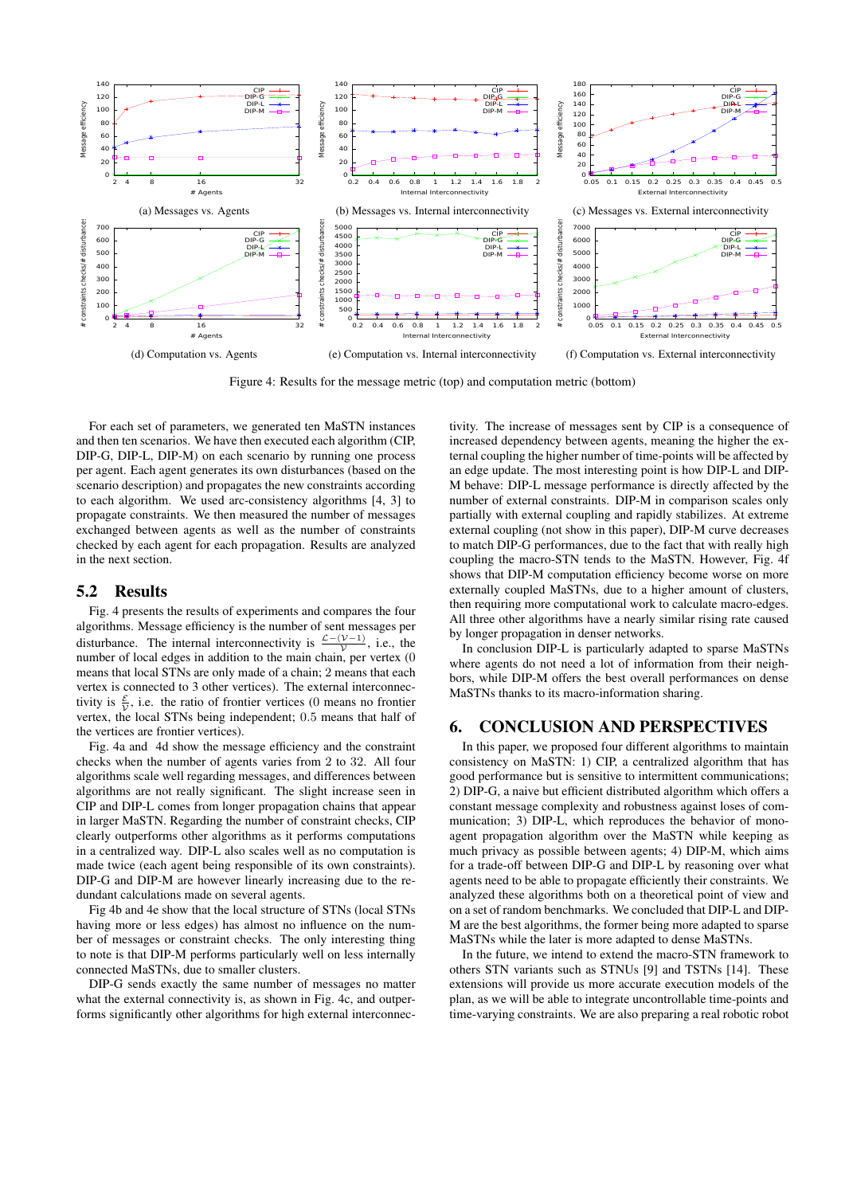(a) Messages vs. Agents

(b) Messages vs. Internal interconnectivity

(c) Messages vs. External interconnectivity

(d) Computation vs. Agents

(e) Computation vs. Internal interconnectivity

(f) Computation vs. External interconnectivity

Figure 4: Results for the message metric (top) and computation metric (bottom)

For each set of parameters, we generated ten MaSTN instances and then ten scenarios. We have then executed each algorithm (CIP, DIP-G, DIP-L, DIP-M) on each scenario by running one process per agent. Each agent generates its own disturbances (based on the scenario description) and propagates the new constraints according to each algorithm. We used arc-consistency algorithms [4, 3] to propagate constraints. We then measured the number of messages exchanged between agents as well as the number of constraints checked by each agent for each propagation. Results are analyzed in the next section.

## 5.2 Results

Fig. 4 presents the results of experiments and compares the four algorithms. Message efficiency is the number of sent messages per disturbance. The internal interconnectivity is $\frac{\mathcal{L}-(\mathcal{V}-1)}{\mathcal{V}}$, i.e., the number of local edges in addition to the main chain, per vertex (0 means that local STNs are only made of a chain; 2 means that each vertex is connected to 3 other vertices). The external interconnectivity is $\frac{\mathcal{E}}{\mathcal{V}}$, i.e. the ratio of frontier vertices (0 means no frontier vertex, the local STNs being independent; 0.5 means that half of the vertices are frontier vertices).

Fig. 4a and 4d show the message efficiency and the constraint checks when the number of agents varies from 2 to 32. All four algorithms scale well regarding messages, and differences between algorithms are not really significant. The slight increase seen in CIP and DIP-L comes from longer propagation chains that appear in larger MaSTN. Regarding the number of constraint checks, CIP clearly outperforms other algorithms as it performs computations in a centralized way. DIP-L also scales well as no computation is made twice (each agent being responsible of its own constraints). DIP-G and DIP-M are however linearly increasing due to the redundant calculations made on several agents.

Fig 4b and 4e show that the local structure of STNs (local STNs having more or less edges) has almost no influence on the number of messages or constraint checks. The only interesting thing to note is that DIP-M performs particularly well on less internally connected MaSTNs, due to smaller clusters.

DIP-G sends exactly the same number of messages no matter what the external connectivity is, as shown in Fig. 4c, and outperforms significantly other algorithms for high external interconnectivity. The increase of messages sent by CIP is a consequence of increased dependency between agents, meaning the higher the external coupling the higher number of time-points will be affected by an edge update. The most interesting point is how DIP-L and DIP-M behave: DIP-L message performance is directly affected by the number of external constraints. DIP-M in comparison scales only partially with external coupling and rapidly stabilizes. At extreme external coupling (not show in this paper), DIP-M curve decreases to match DIP-G performances, due to the fact that with really high coupling the macro-STN tends to the MaSTN. However, Fig. 4f shows that DIP-M computation efficiency become worse on more externally coupled MaSTNs, due to a higher amount of clusters, then requiring more computational work to calculate macro-edges. All three other algorithms have a nearly similar rising rate caused by longer propagation in denser networks.

In conclusion DIP-L is particularly adapted to sparse MaSTNs where agents do not need a lot of information from their neighbors, while DIP-M offers the best overall performances on dense MaSTNs thanks to its macro-information sharing.

# 6. CONCLUSION AND PERSPECTIVES

In this paper, we proposed four different algorithms to maintain consistency on MaSTN: 1) CIP, a centralized algorithm that has good performance but is sensitive to intermittent communications; 2) DIP-G, a naive but efficient distributed algorithm which offers a constant message complexity and robustness against loses of communication; 3) DIP-L, which reproduces the behavior of mono-agent propagation algorithm over the MaSTN while keeping as much privacy as possible between agents; 4) DIP-M, which aims for a trade-off between DIP-G and DIP-L by reasoning over what agents need to be able to propagate efficiently their constraints. We analyzed these algorithms both on a theoretical point of view and on a set of random benchmarks. We concluded that DIP-L and DIP-M are the best algorithms, the former being more adapted to sparse MaSTNs while the later is more adapted to dense MaSTNs.

In the future, we intend to extend the macro-STN framework to others STN variants such as STNUs [9] and TSTNs [14]. These extensions will provide us more accurate execution models of the plan, as we will be able to integrate uncontrollable time-points and time-varying constraints. We are also preparing a real robotic robot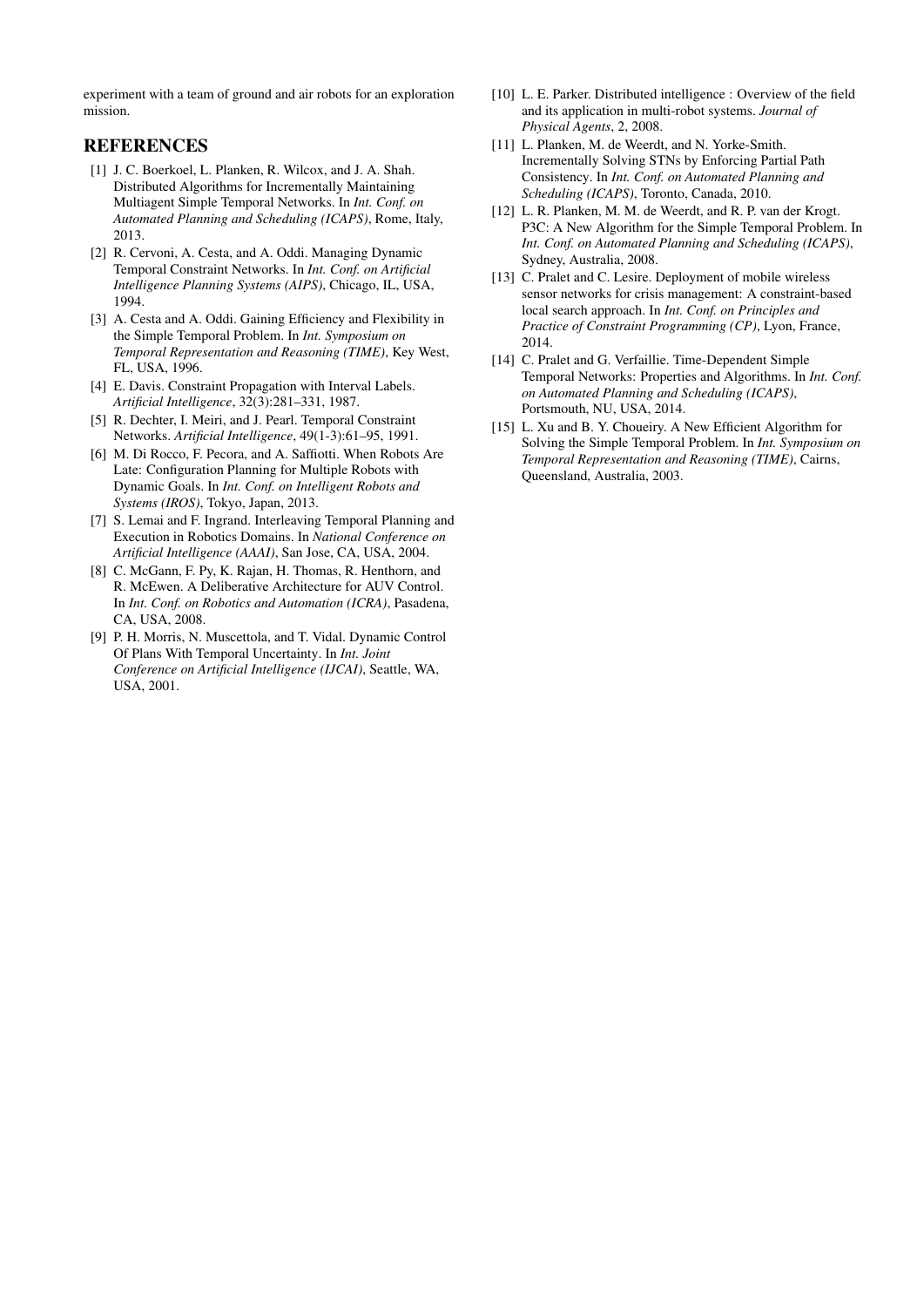experiment with a team of ground and air robots for an exploration mission.

## REFERENCES

[1] J. C. Boerkoel, L. Planken, R. Wilcox, and J. A. Shah. Distributed Algorithms for Incrementally Maintaining Multiagent Simple Temporal Networks. In *Int. Conf. on Automated Planning and Scheduling (ICAPS)*, Rome, Italy, 2013.

[2] R. Cervoni, A. Cesta, and A. Oddi. Managing Dynamic Temporal Constraint Networks. In *Int. Conf. on Artificial Intelligence Planning Systems (AIPS)*, Chicago, IL, USA, 1994.

[3] A. Cesta and A. Oddi. Gaining Efficiency and Flexibility in the Simple Temporal Problem. In *Int. Symposium on Temporal Representation and Reasoning (TIME)*, Key West, FL, USA, 1996.

[4] E. Davis. Constraint Propagation with Interval Labels. *Artificial Intelligence*, 32(3):281–331, 1987.

[5] R. Dechter, I. Meiri, and J. Pearl. Temporal Constraint Networks. *Artificial Intelligence*, 49(1-3):61–95, 1991.

[6] M. Di Rocco, F. Pecora, and A. Saffiotti. When Robots Are Late: Configuration Planning for Multiple Robots with Dynamic Goals. In *Int. Conf. on Intelligent Robots and Systems (IROS)*, Tokyo, Japan, 2013.

[7] S. Lemai and F. Ingrand. Interleaving Temporal Planning and Execution in Robotics Domains. In *National Conference on Artificial Intelligence (AAAI)*, San Jose, CA, USA, 2004.

[8] C. McGann, F. Py, K. Rajan, H. Thomas, R. Henthorn, and R. McEwen. A Deliberative Architecture for AUV Control. In *Int. Conf. on Robotics and Automation (ICRA)*, Pasadena, CA, USA, 2008.

[9] P. H. Morris, N. Muscettola, and T. Vidal. Dynamic Control Of Plans With Temporal Uncertainty. In *Int. Joint Conference on Artificial Intelligence (IJCAI)*, Seattle, WA, USA, 2001.

[10] L. E. Parker. Distributed intelligence : Overview of the field and its application in multi-robot systems. *Journal of Physical Agents*, 2, 2008.

[11] L. Planken, M. de Weerdt, and N. Yorke-Smith. Incrementally Solving STNs by Enforcing Partial Path Consistency. In *Int. Conf. on Automated Planning and Scheduling (ICAPS)*, Toronto, Canada, 2010.

[12] L. R. Planken, M. M. de Weerdt, and R. P. van der Krogt. P3C: A New Algorithm for the Simple Temporal Problem. In *Int. Conf. on Automated Planning and Scheduling (ICAPS)*, Sydney, Australia, 2008.

[13] C. Pralet and C. Lesire. Deployment of mobile wireless sensor networks for crisis management: A constraint-based local search approach. In *Int. Conf. on Principles and Practice of Constraint Programming (CP)*, Lyon, France, 2014.

[14] C. Pralet and G. Verfaillie. Time-Dependent Simple Temporal Networks: Properties and Algorithms. In *Int. Conf. on Automated Planning and Scheduling (ICAPS)*, Portsmouth, NU, USA, 2014.

[15] L. Xu and B. Y. Choueiry. A New Efficient Algorithm for Solving the Simple Temporal Problem. In *Int. Symposium on Temporal Representation and Reasoning (TIME)*, Cairns, Queensland, Australia, 2003.